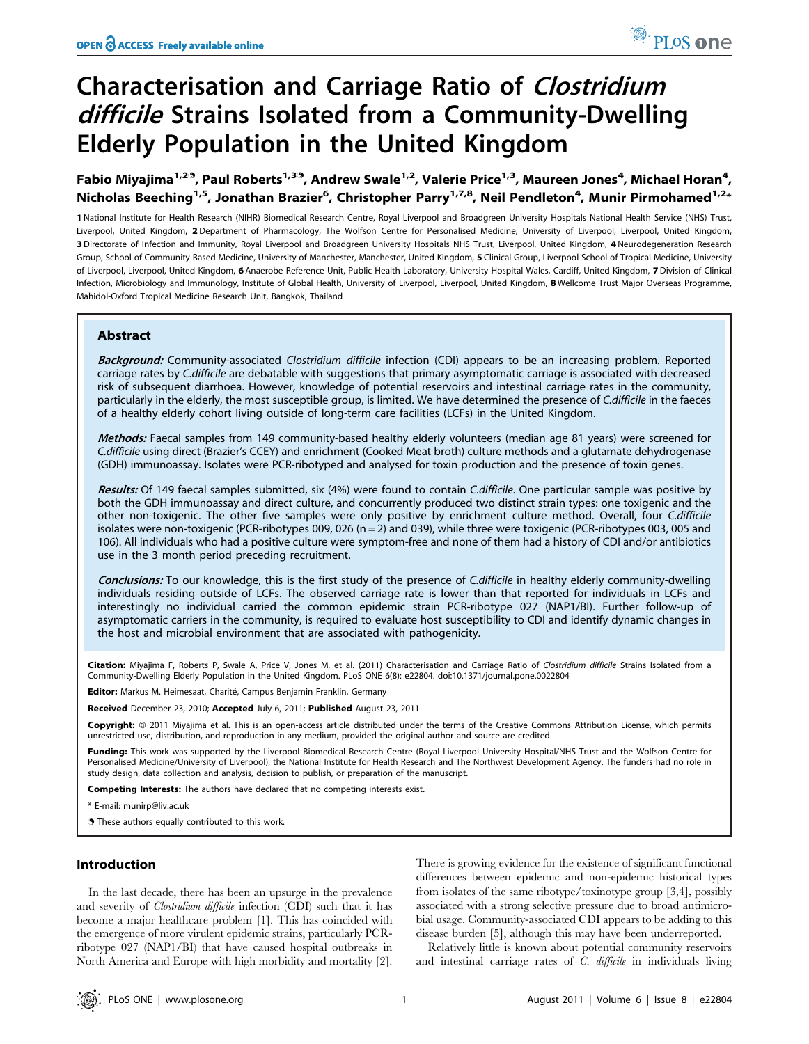# Characterisation and Carriage Ratio of *Clostridium difficile* Strains Isolated from a Community-Dwelling Elderly Population in the United Kingdom

**Fabio Miyajima[1,2]¶, Paul Roberts[1,3]¶, Andrew Swale[1,2], Valerie Price[1,3], Maureen Jones[4], Michael Horan[4], Nicholas Beeching[1,5], Jonathan Brazier[6], Christopher Parry[1,7,8], Neil Pendleton[4], Munir Pirmohamed[1,2]***

1 National Institute for Health Research (NIHR) Biomedical Research Centre, Royal Liverpool and Broadgreen University Hospitals National Health Service (NHS) Trust, Liverpool, United Kingdom, 2 Department of Pharmacology, The Wolfson Centre for Personalised Medicine, University of Liverpool, Liverpool, United Kingdom, 3 Directorate of Infection and Immunity, Royal Liverpool and Broadgreen University Hospitals NHS Trust, Liverpool, United Kingdom, 4 Neurodegeneration Research Group, School of Community-Based Medicine, University of Manchester, Manchester, United Kingdom, 5 Clinical Group, Liverpool School of Tropical Medicine, University of Liverpool, Liverpool, United Kingdom, 6 Anaerobe Reference Unit, Public Health Laboratory, University Hospital Wales, Cardiff, United Kingdom, 7 Division of Clinical Infection, Microbiology and Immunology, Institute of Global Health, University of Liverpool, Liverpool, United Kingdom, 8 Wellcome Trust Major Overseas Programme, Mahidol-Oxford Tropical Medicine Research Unit, Bangkok, Thailand

## Abstract

***Background:*** Community-associated *Clostridium difficile* infection (CDI) appears to be an increasing problem. Reported carriage rates by *C.difficile* are debatable with suggestions that primary asymptomatic carriage is associated with decreased risk of subsequent diarrhoea. However, knowledge of potential reservoirs and intestinal carriage rates in the community, particularly in the elderly, the most susceptible group, is limited. We have determined the presence of *C.difficile* in the faeces of a healthy elderly cohort living outside of long-term care facilities (LCFs) in the United Kingdom.

***Methods:*** Faecal samples from 149 community-based healthy elderly volunteers (median age 81 years) were screened for *C.difficile* using direct (Brazier's CCEY) and enrichment (Cooked Meat broth) culture methods and a glutamate dehydrogenase (GDH) immunoassay. Isolates were PCR-ribotyped and analysed for toxin production and the presence of toxin genes.

***Results:*** Of 149 faecal samples submitted, six (4%) were found to contain *C.difficile*. One particular sample was positive by both the GDH immunoassay and direct culture, and concurrently produced two distinct strain types: one toxigenic and the other non-toxigenic. The other five samples were only positive by enrichment culture method. Overall, four *C.difficile* isolates were non-toxigenic (PCR-ribotypes 009, 026 (n = 2) and 039), while three were toxigenic (PCR-ribotypes 003, 005 and 106). All individuals who had a positive culture were symptom-free and none of them had a history of CDI and/or antibiotics use in the 3 month period preceding recruitment.

***Conclusions:*** To our knowledge, this is the first study of the presence of *C.difficile* in healthy elderly community-dwelling individuals residing outside of LCFs. The observed carriage rate is lower than that reported for individuals in LCFs and interestingly no individual carried the common epidemic strain PCR-ribotype 027 (NAP1/BI). Further follow-up of asymptomatic carriers in the community, is required to evaluate host susceptibility to CDI and identify dynamic changes in the host and microbial environment that are associated with pathogenicity.

**Citation:** Miyajima F, Roberts P, Swale A, Price V, Jones M, et al. (2011) Characterisation and Carriage Ratio of *Clostridium difficile* Strains Isolated from a Community-Dwelling Elderly Population in the United Kingdom. PLoS ONE 6(8): e22804. doi:10.1371/journal.pone.0022804

**Editor:** Markus M. Heimesaat, Charité, Campus Benjamin Franklin, Germany

**Received** December 23, 2010; **Accepted** July 6, 2011; **Published** August 23, 2011

**Copyright:** © 2011 Miyajima et al. This is an open-access article distributed under the terms of the Creative Commons Attribution License, which permits unrestricted use, distribution, and reproduction in any medium, provided the original author and source are credited.

**Funding:** This work was supported by the Liverpool Biomedical Research Centre (Royal Liverpool University Hospital/NHS Trust and the Wolfson Centre for Personalised Medicine/University of Liverpool), the National Institute for Health Research and The Northwest Development Agency. The funders had no role in study design, data collection and analysis, decision to publish, or preparation of the manuscript.

**Competing Interests:** The authors have declared that no competing interests exist.

\* E-mail: munirp@liv.ac.uk

¶ These authors equally contributed to this work.

## Introduction

In the last decade, there has been an upsurge in the prevalence and severity of *Clostridium difficile* infection (CDI) such that it has become a major healthcare problem [1]. This has coincided with the emergence of more virulent epidemic strains, particularly PCR-ribotype 027 (NAP1/BI) that have caused hospital outbreaks in North America and Europe with high morbidity and mortality [2]. There is growing evidence for the existence of significant functional differences between epidemic and non-epidemic historical types from isolates of the same ribotype/toxinotype group [3,4], possibly associated with a strong selective pressure due to broad antimicrobial usage. Community-associated CDI appears to be adding to this disease burden [5], although this may have been underreported.

Relatively little is known about potential community reservoirs and intestinal carriage rates of *C. difficile* in individuals living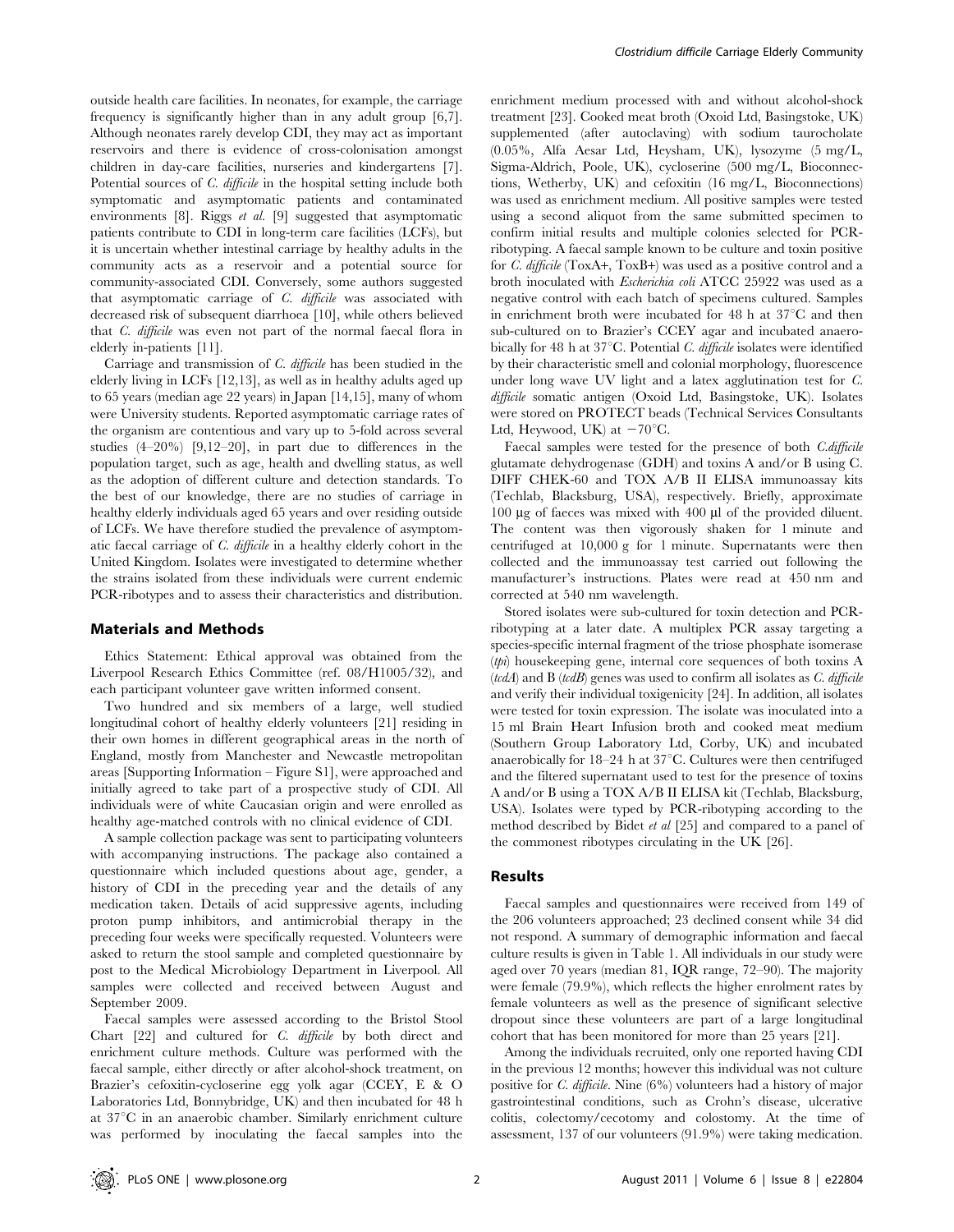outside health care facilities. In neonates, for example, the carriage frequency is significantly higher than in any adult group [6,7]. Although neonates rarely develop CDI, they may act as important reservoirs and there is evidence of cross-colonisation amongst children in day-care facilities, nurseries and kindergartens [7]. Potential sources of *C. difficile* in the hospital setting include both symptomatic and asymptomatic patients and contaminated environments [8]. Riggs *et al.* [9] suggested that asymptomatic patients contribute to CDI in long-term care facilities (LCFs), but it is uncertain whether intestinal carriage by healthy adults in the community acts as a reservoir and a potential source for community-associated CDI. Conversely, some authors suggested that asymptomatic carriage of *C. difficile* was associated with decreased risk of subsequent diarrhoea [10], while others believed that *C. difficile* was even not part of the normal faecal flora in elderly in-patients [11].

Carriage and transmission of *C. difficile* has been studied in the elderly living in LCFs [12,13], as well as in healthy adults aged up to 65 years (median age 22 years) in Japan [14,15], many of whom were University students. Reported asymptomatic carriage rates of the organism are contentious and vary up to 5-fold across several studies (4–20%) [9,12–20], in part due to differences in the population target, such as age, health and dwelling status, as well as the adoption of different culture and detection standards. To the best of our knowledge, there are no studies of carriage in healthy elderly individuals aged 65 years and over residing outside of LCFs. We have therefore studied the prevalence of asymptomatic faecal carriage of *C. difficile* in a healthy elderly cohort in the United Kingdom. Isolates were investigated to determine whether the strains isolated from these individuals were current endemic PCR-ribotypes and to assess their characteristics and distribution.

## Materials and Methods

Ethics Statement: Ethical approval was obtained from the Liverpool Research Ethics Committee (ref. 08/H1005/32), and each participant volunteer gave written informed consent.

Two hundred and six members of a large, well studied longitudinal cohort of healthy elderly volunteers [21] residing in their own homes in different geographical areas in the north of England, mostly from Manchester and Newcastle metropolitan areas [Supporting Information – Figure S1], were approached and initially agreed to take part of a prospective study of CDI. All individuals were of white Caucasian origin and were enrolled as healthy age-matched controls with no clinical evidence of CDI.

A sample collection package was sent to participating volunteers with accompanying instructions. The package also contained a questionnaire which included questions about age, gender, a history of CDI in the preceding year and the details of any medication taken. Details of acid suppressive agents, including proton pump inhibitors, and antimicrobial therapy in the preceding four weeks were specifically requested. Volunteers were asked to return the stool sample and completed questionnaire by post to the Medical Microbiology Department in Liverpool. All samples were collected and received between August and September 2009.

Faecal samples were assessed according to the Bristol Stool Chart [22] and cultured for *C. difficile* by both direct and enrichment culture methods. Culture was performed with the faecal sample, either directly or after alcohol-shock treatment, on Brazier's cefoxitin-cycloserine egg yolk agar (CCEY, E & O Laboratories Ltd, Bonnybridge, UK) and then incubated for 48 h at 37°C in an anaerobic chamber. Similarly enrichment culture was performed by inoculating the faecal samples into the enrichment medium processed with and without alcohol-shock treatment [23]. Cooked meat broth (Oxoid Ltd, Basingstoke, UK) supplemented (after autoclaving) with sodium taurocholate (0.05%, Alfa Aesar Ltd, Heysham, UK), lysozyme (5 mg/L, Sigma-Aldrich, Poole, UK), cycloserine (500 mg/L, Bioconnections, Wetherby, UK) and cefoxitin (16 mg/L, Bioconnections) was used as enrichment medium. All positive samples were tested using a second aliquot from the same submitted specimen to confirm initial results and multiple colonies selected for PCR-ribotyping. A faecal sample known to be culture and toxin positive for *C. difficile* (ToxA+, ToxB+) was used as a positive control and a broth inoculated with *Escherichia coli* ATCC 25922 was used as a negative control with each batch of specimens cultured. Samples in enrichment broth were incubated for 48 h at 37°C and then sub-cultured on to Brazier's CCEY agar and incubated anaerobically for 48 h at 37°C. Potential *C. difficile* isolates were identified by their characteristic smell and colonial morphology, fluorescence under long wave UV light and a latex agglutination test for *C. difficile* somatic antigen (Oxoid Ltd, Basingstoke, UK). Isolates were stored on PROTECT beads (Technical Services Consultants Ltd, Heywood, UK) at −70°C.

Faecal samples were tested for the presence of both *C.difficile* glutamate dehydrogenase (GDH) and toxins A and/or B using C. DIFF CHEK-60 and TOX A/B II ELISA immunoassay kits (Techlab, Blacksburg, USA), respectively. Briefly, approximate 100 µg of faeces was mixed with 400 µl of the provided diluent. The content was then vigorously shaken for 1 minute and centrifuged at 10,000 g for 1 minute. Supernatants were then collected and the immunoassay test carried out following the manufacturer's instructions. Plates were read at 450 nm and corrected at 540 nm wavelength.

Stored isolates were sub-cultured for toxin detection and PCR-ribotyping at a later date. A multiplex PCR assay targeting a species-specific internal fragment of the triose phosphate isomerase (*tpi*) housekeeping gene, internal core sequences of both toxins A (*tcdA*) and B (*tcdB*) genes was used to confirm all isolates as *C. difficile* and verify their individual toxigenicity [24]. In addition, all isolates were tested for toxin expression. The isolate was inoculated into a 15 ml Brain Heart Infusion broth and cooked meat medium (Southern Group Laboratory Ltd, Corby, UK) and incubated anaerobically for 18–24 h at 37°C. Cultures were then centrifuged and the filtered supernatant used to test for the presence of toxins A and/or B using a TOX A/B II ELISA kit (Techlab, Blacksburg, USA). Isolates were typed by PCR-ribotyping according to the method described by Bidet *et al* [25] and compared to a panel of the commonest ribotypes circulating in the UK [26].

## Results

Faecal samples and questionnaires were received from 149 of the 206 volunteers approached; 23 declined consent while 34 did not respond. A summary of demographic information and faecal culture results is given in Table 1. All individuals in our study were aged over 70 years (median 81, IQR range, 72–90). The majority were female (79.9%), which reflects the higher enrolment rates by female volunteers as well as the presence of significant selective dropout since these volunteers are part of a large longitudinal cohort that has been monitored for more than 25 years [21].

Among the individuals recruited, only one reported having CDI in the previous 12 months; however this individual was not culture positive for *C. difficile*. Nine (6%) volunteers had a history of major gastrointestinal conditions, such as Crohn's disease, ulcerative colitis, colectomy/cecotomy and colostomy. At the time of assessment, 137 of our volunteers (91.9%) were taking medication.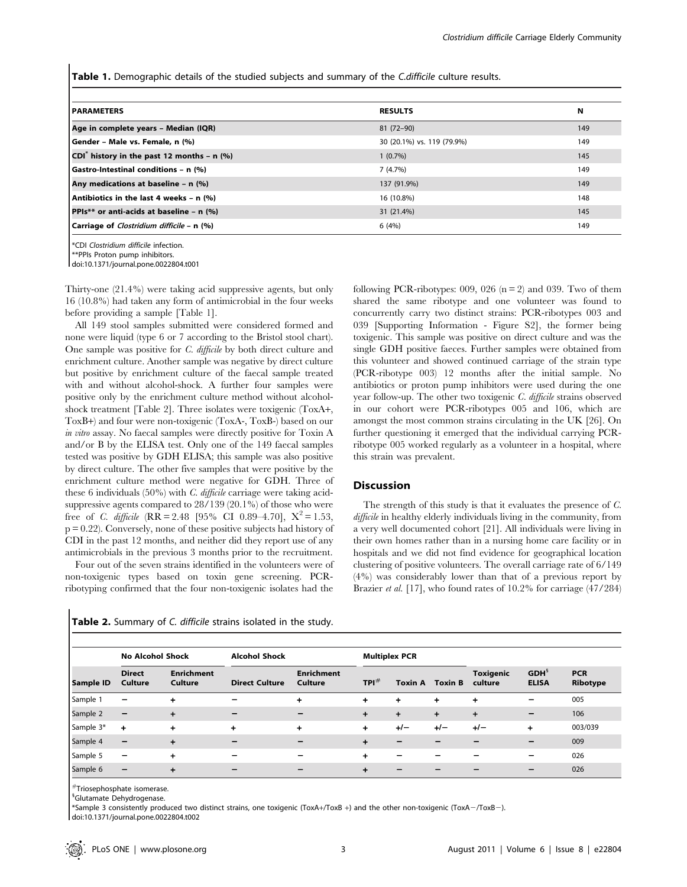**Table 1.** Demographic details of the studied subjects and summary of the *C.difficile* culture results.

| PARAMETERS | RESULTS | N |
| --- | --- | --- |
| Age in complete years – Median (IQR) | 81 (72–90) | 149 |
| Gender – Male vs. Female, n (%) | 30 (20.1%) vs. 119 (79.9%) | 149 |
| CDI* history in the past 12 months – n (%) | 1 (0.7%) | 145 |
| Gastro-Intestinal conditions – n (%) | 7 (4.7%) | 149 |
| Any medications at baseline – n (%) | 137 (91.9%) | 149 |
| Antibiotics in the last 4 weeks – n (%) | 16 (10.8%) | 148 |
| PPIs** or anti-acids at baseline – n (%) | 31 (21.4%) | 145 |
| Carriage of *Clostridium difficile* – n (%) | 6 (4%) | 149 |

*CDI *Clostridium difficile* infection.
**PPIs Proton pump inhibitors.
doi:10.1371/journal.pone.0022804.t001

Thirty-one (21.4%) were taking acid suppressive agents, but only 16 (10.8%) had taken any form of antimicrobial in the four weeks before providing a sample [Table 1].

All 149 stool samples submitted were considered formed and none were liquid (type 6 or 7 according to the Bristol stool chart). One sample was positive for *C. difficile* by both direct culture and enrichment culture. Another sample was negative by direct culture but positive by enrichment culture of the faecal sample treated with and without alcohol-shock. A further four samples were positive only by the enrichment culture method without alcohol-shock treatment [Table 2]. Three isolates were toxigenic (ToxA+, ToxB+) and four were non-toxigenic (ToxA-, ToxB-) based on our *in vitro* assay. No faecal samples were directly positive for Toxin A and/or B by the ELISA test. Only one of the 149 faecal samples tested was positive by GDH ELISA; this sample was also positive by direct culture. The other five samples that were positive by the enrichment culture method were negative for GDH. Three of these 6 individuals (50%) with *C. difficile* carriage were taking acid-suppressive agents compared to 28/139 (20.1%) of those who were free of *C. difficile* (RR = 2.48 [95% CI 0.89–4.70], $X^2 = 1.53$, $p = 0.22$). Conversely, none of these positive subjects had history of CDI in the past 12 months, and neither did they report use of any antimicrobials in the previous 3 months prior to the recruitment.

Four out of the seven strains identified in the volunteers were of non-toxigenic types based on toxin gene screening. PCR-ribotyping confirmed that the four non-toxigenic isolates had the following PCR-ribotypes: 009, 026 (n = 2) and 039. Two of them shared the same ribotype and one volunteer was found to concurrently carry two distinct strains: PCR-ribotypes 003 and 039 [Supporting Information - Figure S2], the former being toxigenic. This sample was positive on direct culture and was the single GDH positive faeces. Further samples were obtained from this volunteer and showed continued carriage of the strain type (PCR-ribotype 003) 12 months after the initial sample. No antibiotics or proton pump inhibitors were used during the one year follow-up. The other two toxigenic *C. difficile* strains observed in our cohort were PCR-ribotypes 005 and 106, which are amongst the most common strains circulating in the UK [26]. On further questioning it emerged that the individual carrying PCR-ribotype 005 worked regularly as a volunteer in a hospital, where this strain was prevalent.

## Discussion

The strength of this study is that it evaluates the presence of *C. difficile* in healthy elderly individuals living in the community, from a very well documented cohort [21]. All individuals were living in their own homes rather than in a nursing home care facility or in hospitals and we did not find evidence for geographical location clustering of positive volunteers. The overall carriage rate of 6/149 (4%) was considerably lower than that of a previous report by Brazier *et al.* [17], who found rates of 10.2% for carriage (47/284)

**Table 2.** Summary of *C. difficile* strains isolated in the study.

| | No Alcohol Shock | | Alcohol Shock | | Multiplex PCR | | | | | |
| --- | --- | --- | --- | --- | --- | --- | --- | --- | --- | --- |
| Sample ID | Direct Culture | Enrichment Culture | Direct Culture | Enrichment Culture | TPI# | Toxin A | Toxin B | Toxigenic culture | GDH§ ELISA | PCR Ribotype |
| Sample 1 | − | + | − | + | + | + | + | + | − | 005 |
| Sample 2 | − | + | − | − | + | + | + | + | − | 106 |
| Sample 3* | + | + | + | + | + | +/− | +/− | +/− | + | 003/039 |
| Sample 4 | − | + | − | − | + | − | − | − | − | 009 |
| Sample 5 | − | + | − | − | + | − | − | − | − | 026 |
| Sample 6 | − | + | − | − | + | − | − | − | − | 026 |

#Triosephosphate isomerase.
§Glutamate Dehydrogenase.
*Sample 3 consistently produced two distinct strains, one toxigenic (ToxA+/ToxB +) and the other non-toxigenic (ToxA−/ToxB−).
doi:10.1371/journal.pone.0022804.t002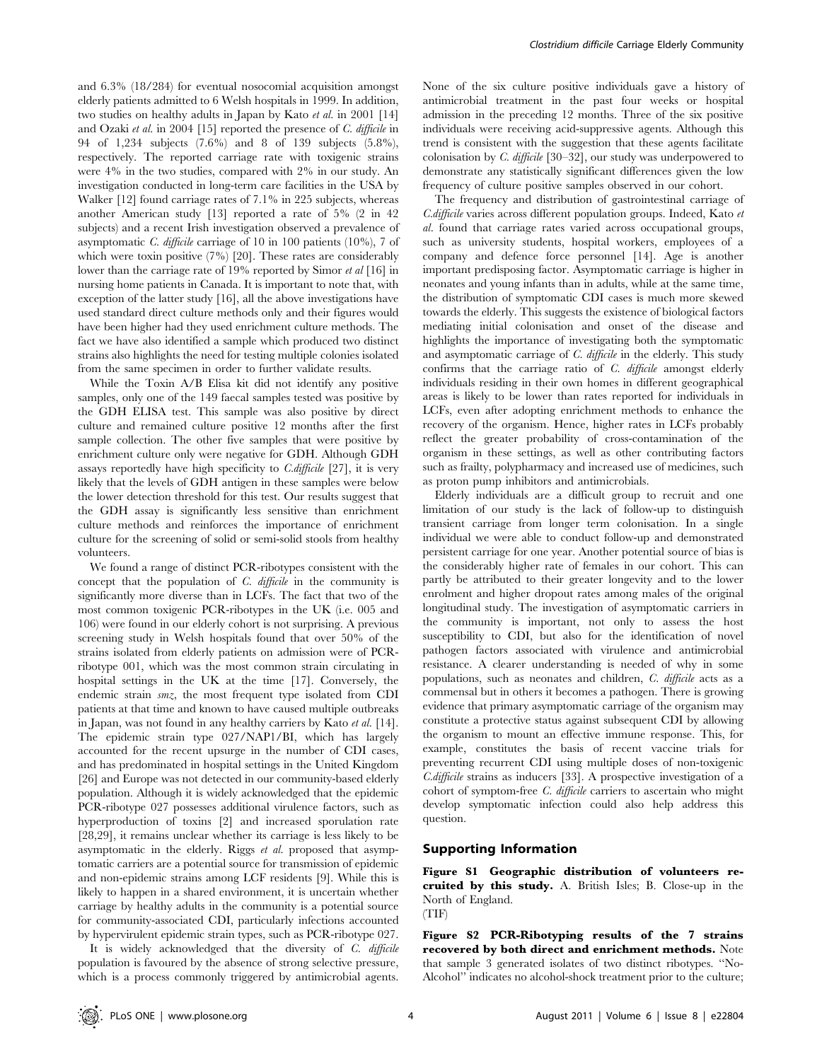and 6.3% (18/284) for eventual nosocomial acquisition amongst elderly patients admitted to 6 Welsh hospitals in 1999. In addition, two studies on healthy adults in Japan by Kato *et al.* in 2001 [14] and Ozaki *et al.* in 2004 [15] reported the presence of *C. difficile* in 94 of 1,234 subjects (7.6%) and 8 of 139 subjects (5.8%), respectively. The reported carriage rate with toxigenic strains were 4% in the two studies, compared with 2% in our study. An investigation conducted in long-term care facilities in the USA by Walker [12] found carriage rates of 7.1% in 225 subjects, whereas another American study [13] reported a rate of 5% (2 in 42 subjects) and a recent Irish investigation observed a prevalence of asymptomatic *C. difficile* carriage of 10 in 100 patients (10%), 7 of which were toxin positive (7%) [20]. These rates are considerably lower than the carriage rate of 19% reported by Simor *et al* [16] in nursing home patients in Canada. It is important to note that, with exception of the latter study [16], all the above investigations have used standard direct culture methods only and their figures would have been higher had they used enrichment culture methods. The fact we have also identified a sample which produced two distinct strains also highlights the need for testing multiple colonies isolated from the same specimen in order to further validate results.

While the Toxin A/B Elisa kit did not identify any positive samples, only one of the 149 faecal samples tested was positive by the GDH ELISA test. This sample was also positive by direct culture and remained culture positive 12 months after the first sample collection. The other five samples that were positive by enrichment culture only were negative for GDH. Although GDH assays reportedly have high specificity to *C.difficile* [27], it is very likely that the levels of GDH antigen in these samples were below the lower detection threshold for this test. Our results suggest that the GDH assay is significantly less sensitive than enrichment culture methods and reinforces the importance of enrichment culture for the screening of solid or semi-solid stools from healthy volunteers.

We found a range of distinct PCR-ribotypes consistent with the concept that the population of *C. difficile* in the community is significantly more diverse than in LCFs. The fact that two of the most common toxigenic PCR-ribotypes in the UK (i.e. 005 and 106) were found in our elderly cohort is not surprising. A previous screening study in Welsh hospitals found that over 50% of the strains isolated from elderly patients on admission were of PCR-ribotype 001, which was the most common strain circulating in hospital settings in the UK at the time [17]. Conversely, the endemic strain *smz*, the most frequent type isolated from CDI patients at that time and known to have caused multiple outbreaks in Japan, was not found in any healthy carriers by Kato *et al.* [14]. The epidemic strain type 027/NAP1/BI, which has largely accounted for the recent upsurge in the number of CDI cases, and has predominated in hospital settings in the United Kingdom [26] and Europe was not detected in our community-based elderly population. Although it is widely acknowledged that the epidemic PCR-ribotype 027 possesses additional virulence factors, such as hyperproduction of toxins [2] and increased sporulation rate [28,29], it remains unclear whether its carriage is less likely to be asymptomatic in the elderly. Riggs *et al.* proposed that asymptomatic carriers are a potential source for transmission of epidemic and non-epidemic strains among LCF residents [9]. While this is likely to happen in a shared environment, it is uncertain whether carriage by healthy adults in the community is a potential source for community-associated CDI, particularly infections accounted by hypervirulent epidemic strain types, such as PCR-ribotype 027.

It is widely acknowledged that the diversity of *C. difficile* population is favoured by the absence of strong selective pressure, which is a process commonly triggered by antimicrobial agents. None of the six culture positive individuals gave a history of antimicrobial treatment in the past four weeks or hospital admission in the preceding 12 months. Three of the six positive individuals were receiving acid-suppressive agents. Although this trend is consistent with the suggestion that these agents facilitate colonisation by *C. difficile* [30–32], our study was underpowered to demonstrate any statistically significant differences given the low frequency of culture positive samples observed in our cohort.

The frequency and distribution of gastrointestinal carriage of *C.difficile* varies across different population groups. Indeed, Kato *et al.* found that carriage rates varied across occupational groups, such as university students, hospital workers, employees of a company and defence force personnel [14]. Age is another important predisposing factor. Asymptomatic carriage is higher in neonates and young infants than in adults, while at the same time, the distribution of symptomatic CDI cases is much more skewed towards the elderly. This suggests the existence of biological factors mediating initial colonisation and onset of the disease and highlights the importance of investigating both the symptomatic and asymptomatic carriage of *C. difficile* in the elderly. This study confirms that the carriage ratio of *C. difficile* amongst elderly individuals residing in their own homes in different geographical areas is likely to be lower than rates reported for individuals in LCFs, even after adopting enrichment methods to enhance the recovery of the organism. Hence, higher rates in LCFs probably reflect the greater probability of cross-contamination of the organism in these settings, as well as other contributing factors such as frailty, polypharmacy and increased use of medicines, such as proton pump inhibitors and antimicrobials.

Elderly individuals are a difficult group to recruit and one limitation of our study is the lack of follow-up to distinguish transient carriage from longer term colonisation. In a single individual we were able to conduct follow-up and demonstrated persistent carriage for one year. Another potential source of bias is the considerably higher rate of females in our cohort. This can partly be attributed to their greater longevity and to the lower enrolment and higher dropout rates among males of the original longitudinal study. The investigation of asymptomatic carriers in the community is important, not only to assess the host susceptibility to CDI, but also for the identification of novel pathogen factors associated with virulence and antimicrobial resistance. A clearer understanding is needed of why in some populations, such as neonates and children, *C. difficile* acts as a commensal but in others it becomes a pathogen. There is growing evidence that primary asymptomatic carriage of the organism may constitute a protective status against subsequent CDI by allowing the organism to mount an effective immune response. This, for example, constitutes the basis of recent vaccine trials for preventing recurrent CDI using multiple doses of non-toxigenic *C.difficile* strains as inducers [33]. A prospective investigation of a cohort of symptom-free *C. difficile* carriers to ascertain who might develop symptomatic infection could also help address this question.

## Supporting Information

**Figure S1 Geographic distribution of volunteers recruited by this study.** A. British Isles; B. Close-up in the North of England.
(TIF)

**Figure S2 PCR-Ribotyping results of the 7 strains recovered by both direct and enrichment methods.** Note that sample 3 generated isolates of two distinct ribotypes. "No-Alcohol" indicates no alcohol-shock treatment prior to the culture;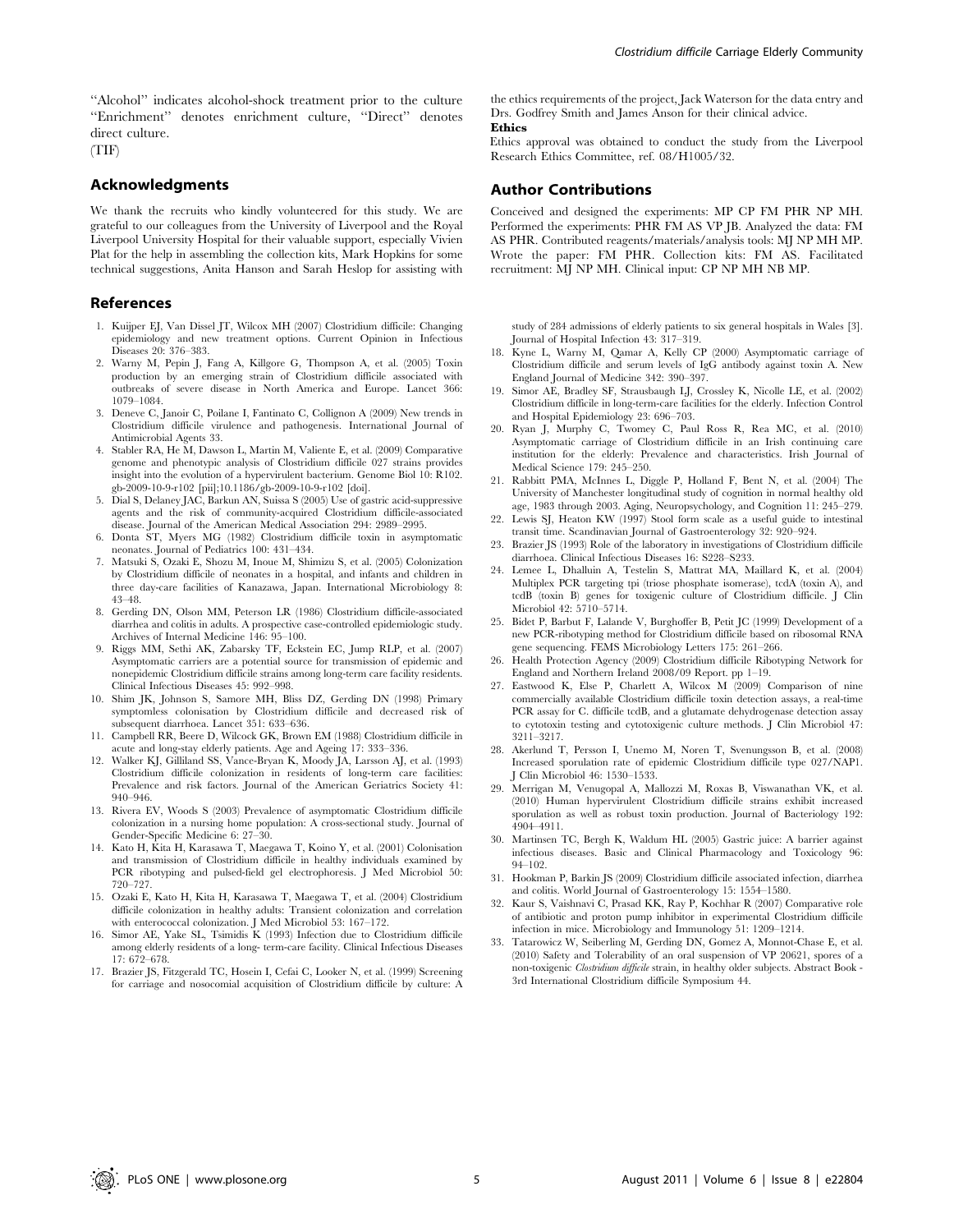"Alcohol" indicates alcohol-shock treatment prior to the culture "Enrichment" denotes enrichment culture, "Direct" denotes direct culture.
(TIF)

## Acknowledgments

We thank the recruits who kindly volunteered for this study. We are grateful to our colleagues from the University of Liverpool and the Royal Liverpool University Hospital for their valuable support, especially Vivien Plat for the help in assembling the collection kits, Mark Hopkins for some technical suggestions, Anita Hanson and Sarah Heslop for assisting with the ethics requirements of the project, Jack Waterson for the data entry and Drs. Godfrey Smith and James Anson for their clinical advice.

**Ethics**

Ethics approval was obtained to conduct the study from the Liverpool Research Ethics Committee, ref. 08/H1005/32.

## Author Contributions

Conceived and designed the experiments: MP CP FM PHR NP MH. Performed the experiments: PHR FM AS VP JB. Analyzed the data: FM AS PHR. Contributed reagents/materials/analysis tools: MJ NP MH MP. Wrote the paper: FM PHR. Collection kits: FM AS. Facilitated recruitment: MJ NP MH. Clinical input: CP NP MH NB MP.

## References

1. Kuijper EJ, Van Dissel JT, Wilcox MH (2007) Clostridium difficile: Changing epidemiology and new treatment options. Current Opinion in Infectious Diseases 20: 376–383.
2. Warny M, Pepin J, Fang A, Killgore G, Thompson A, et al. (2005) Toxin production by an emerging strain of Clostridium difficile associated with outbreaks of severe disease in North America and Europe. Lancet 366: 1079–1084.
3. Deneve C, Janoir C, Poilane I, Fantinato C, Collignon A (2009) New trends in Clostridium difficile virulence and pathogenesis. International Journal of Antimicrobial Agents 33.
4. Stabler RA, He M, Dawson L, Martin M, Valiente E, et al. (2009) Comparative genome and phenotypic analysis of Clostridium difficile 027 strains provides insight into the evolution of a hypervirulent bacterium. Genome Biol 10: R102. gb-2009-10-9-r102 [pii];10.1186/gb-2009-10-9-r102 [doi].
5. Dial S, Delaney JAC, Barkun AN, Suissa S (2005) Use of gastric acid-suppressive agents and the risk of community-acquired Clostridium difficile-associated disease. Journal of the American Medical Association 294: 2989–2995.
6. Donta ST, Myers MG (1982) Clostridium difficile toxin in asymptomatic neonates. Journal of Pediatrics 100: 431–434.
7. Matsuki S, Ozaki E, Shozu M, Inoue M, Shimizu S, et al. (2005) Colonization by Clostridium difficile of neonates in a hospital, and infants and children in three day-care facilities of Kanazawa, Japan. International Microbiology 8: 43–48.
8. Gerding DN, Olson MM, Peterson LR (1986) Clostridium difficile-associated diarrhea and colitis in adults. A prospective case-controlled epidemiologic study. Archives of Internal Medicine 146: 95–100.
9. Riggs MM, Sethi AK, Zabarsky TF, Eckstein EC, Jump RLP, et al. (2007) Asymptomatic carriers are a potential source for transmission of epidemic and nonepidemic Clostridium difficile strains among long-term care facility residents. Clinical Infectious Diseases 45: 992–998.
10. Shim JK, Johnson S, Samore MH, Bliss DZ, Gerding DN (1998) Primary symptomless colonisation by Clostridium difficile and decreased risk of subsequent diarrhoea. Lancet 351: 633–636.
11. Campbell RR, Beere D, Wilcock GK, Brown EM (1988) Clostridium difficile in acute and long-stay elderly patients. Age and Ageing 17: 333–336.
12. Walker KJ, Gilliland SS, Vance-Bryan K, Moody JA, Larsson AJ, et al. (1993) Clostridium difficile colonization in residents of long-term care facilities: Prevalence and risk factors. Journal of the American Geriatrics Society 41: 940–946.
13. Rivera EV, Woods S (2003) Prevalence of asymptomatic Clostridium difficile colonization in a nursing home population: A cross-sectional study. Journal of Gender-Specific Medicine 6: 27–30.
14. Kato H, Kita H, Karasawa T, Maegawa T, Koino Y, et al. (2001) Colonisation and transmission of Clostridium difficile in healthy individuals examined by PCR ribotyping and pulsed-field gel electrophoresis. J Med Microbiol 50: 720–727.
15. Ozaki E, Kato H, Kita H, Karasawa T, Maegawa T, et al. (2004) Clostridium difficile colonization in healthy adults: Transient colonization and correlation with enterococcal colonization. J Med Microbiol 53: 167–172.
16. Simor AE, Yake SL, Tsimidis K (1993) Infection due to Clostridium difficile among elderly residents of a long- term-care facility. Clinical Infectious Diseases 17: 672–678.
17. Brazier JS, Fitzgerald TC, Hosein I, Cefai C, Looker N, et al. (1999) Screening for carriage and nosocomial acquisition of Clostridium difficile by culture: A study of 284 admissions of elderly patients to six general hospitals in Wales [3]. Journal of Hospital Infection 43: 317–319.
18. Kyne L, Warny M, Qamar A, Kelly CP (2000) Asymptomatic carriage of Clostridium difficile and serum levels of IgG antibody against toxin A. New England Journal of Medicine 342: 390–397.
19. Simor AE, Bradley SF, Strausbaugh LJ, Crossley K, Nicolle LE, et al. (2002) Clostridium difficile in long-term-care facilities for the elderly. Infection Control and Hospital Epidemiology 23: 696–703.
20. Ryan J, Murphy C, Twomey C, Paul Ross R, Rea MC, et al. (2010) Asymptomatic carriage of Clostridium difficile in an Irish continuing care institution for the elderly: Prevalence and characteristics. Irish Journal of Medical Science 179: 245–250.
21. Rabbitt PMA, McInnes L, Diggle P, Holland F, Bent N, et al. (2004) The University of Manchester longitudinal study of cognition in normal healthy old age, 1983 through 2003. Aging, Neuropsychology, and Cognition 11: 245–279.
22. Lewis SJ, Heaton KW (1997) Stool form scale as a useful guide to intestinal transit time. Scandinavian Journal of Gastroenterology 32: 920–924.
23. Brazier JS (1993) Role of the laboratory in investigations of Clostridium difficile diarrhoea. Clinical Infectious Diseases 16: S228–S233.
24. Lemee L, Dhalluin A, Testelin S, Mattrat MA, Maillard K, et al. (2004) Multiplex PCR targeting tpi (triose phosphate isomerase), tcdA (toxin A), and tcdB (toxin B) genes for toxigenic culture of Clostridium difficile. J Clin Microbiol 42: 5710–5714.
25. Bidet P, Barbut F, Lalande V, Burghoffer B, Petit JC (1999) Development of a new PCR-ribotyping method for Clostridium difficile based on ribosomal RNA gene sequencing. FEMS Microbiology Letters 175: 261–266.
26. Health Protection Agency (2009) Clostridium difficile Ribotyping Network for England and Northern Ireland 2008/09 Report. pp 1–19.
27. Eastwood K, Else P, Charlett A, Wilcox M (2009) Comparison of nine commercially available Clostridium difficile toxin detection assays, a real-time PCR assay for C. difficile tcdB, and a glutamate dehydrogenase detection assay to cytotoxin testing and cytotoxigenic culture methods. J Clin Microbiol 47: 3211–3217.
28. Akerlund T, Persson I, Unemo M, Noren T, Svenungsson B, et al. (2008) Increased sporulation rate of epidemic Clostridium difficile type 027/NAP1. J Clin Microbiol 46: 1530–1533.
29. Merrigan M, Venugopal A, Mallozzi M, Roxas B, Viswanathan VK, et al. (2010) Human hypervirulent Clostridium difficile strains exhibit increased sporulation as well as robust toxin production. Journal of Bacteriology 192: 4904–4911.
30. Martinsen TC, Bergh K, Waldum HL (2005) Gastric juice: A barrier against infectious diseases. Basic and Clinical Pharmacology and Toxicology 96: 94–102.
31. Hookman P, Barkin JS (2009) Clostridium difficile associated infection, diarrhea and colitis. World Journal of Gastroenterology 15: 1554–1580.
32. Kaur S, Vaishnavi C, Prasad KK, Ray P, Kochhar R (2007) Comparative role of antibiotic and proton pump inhibitor in experimental Clostridium difficile infection in mice. Microbiology and Immunology 51: 1209–1214.
33. Tatarowicz W, Seiberling M, Gerding DN, Gomez A, Monnot-Chase E, et al. (2010) Safety and Tolerability of an oral suspension of VP 20621, spores of a non-toxigenic *Clostridium difficile* strain, in healthy older subjects. Abstract Book - 3rd International Clostridium difficile Symposium 44.